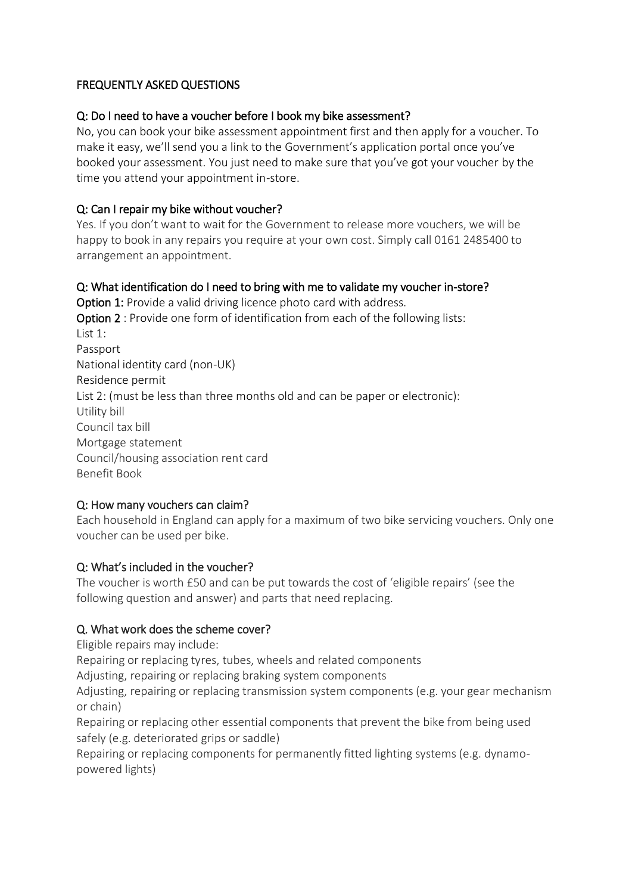## FREQUENTLY ASKED QUESTIONS

### Q: Do I need to have a voucher before I book my bike assessment?

No, you can book your bike assessment appointment first and then apply for a voucher. To make it easy, we'll send you a link to the Government's application portal once you've booked your assessment. You just need to make sure that you've got your voucher by the time you attend your appointment in-store.

### Q: Can I repair my bike without voucher?

Yes. If you don't want to wait for the Government to release more vouchers, we will be happy to book in any repairs you require at your own cost. Simply call 0161 2485400 to arrangement an appointment.

### Q: What identification do I need to bring with me to validate my voucher in-store?

**Option 1:** Provide a valid driving licence photo card with address.

**Option 2** : Provide one form of identification from each of the following lists:

List 1:

Passport

National identity card (non-UK)

Residence permit

List 2: (must be less than three months old and can be paper or electronic):

Utility bill

Council tax bill

Mortgage statement

Council/housing association rent card

Benefit Book

### Q: How many vouchers can claim?

Each household in England can apply for a maximum of two bike servicing vouchers. Only one voucher can be used per bike.

### Q: What's included in the voucher?

The voucher is worth £50 and can be put towards the cost of 'eligible repairs' (see the following question and answer) and parts that need replacing.

### Q. What work does the scheme cover?

Eligible repairs may include:

Repairing or replacing tyres, tubes, wheels and related components

Adjusting, repairing or replacing braking system components

Adjusting, repairing or replacing transmission system components (e.g. your gear mechanism or chain)

Repairing or replacing other essential components that prevent the bike from being used safely (e.g. deteriorated grips or saddle)

Repairing or replacing components for permanently fitted lighting systems (e.g. dynamo-powered lights)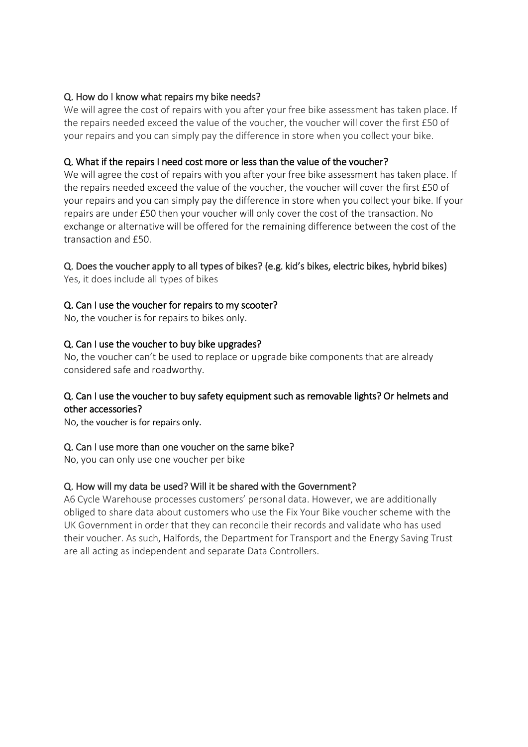### Q. How do I know what repairs my bike needs?

We will agree the cost of repairs with you after your free bike assessment has taken place. If the repairs needed exceed the value of the voucher, the voucher will cover the first £50 of your repairs and you can simply pay the difference in store when you collect your bike.

### Q. What if the repairs I need cost more or less than the value of the voucher?

We will agree the cost of repairs with you after your free bike assessment has taken place. If the repairs needed exceed the value of the voucher, the voucher will cover the first £50 of your repairs and you can simply pay the difference in store when you collect your bike. If your repairs are under £50 then your voucher will only cover the cost of the transaction. No exchange or alternative will be offered for the remaining difference between the cost of the transaction and £50.

### Q. Does the voucher apply to all types of bikes? (e.g. kid's bikes, electric bikes, hybrid bikes)

Yes, it does include all types of bikes

### Q. Can I use the voucher for repairs to my scooter?

No, the voucher is for repairs to bikes only.

### Q. Can I use the voucher to buy bike upgrades?

No, the voucher can't be used to replace or upgrade bike components that are already considered safe and roadworthy.

### Q. Can I use the voucher to buy safety equipment such as removable lights? Or helmets and other accessories?

No, the voucher is for repairs only.

### Q. Can I use more than one voucher on the same bike?

No, you can only use one voucher per bike

### Q. How will my data be used? Will it be shared with the Government?

A6 Cycle Warehouse processes customers' personal data. However, we are additionally obliged to share data about customers who use the Fix Your Bike voucher scheme with the UK Government in order that they can reconcile their records and validate who has used their voucher. As such, Halfords, the Department for Transport and the Energy Saving Trust are all acting as independent and separate Data Controllers.